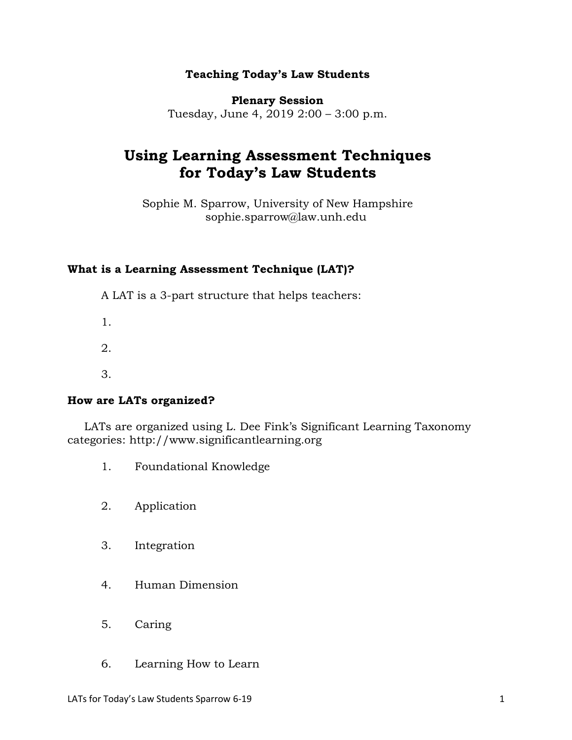**Teaching Today's Law Students**

**Plenary Session**
Tuesday, June 4, 2019 2:00 – 3:00 p.m.

# Using Learning Assessment Techniques for Today's Law Students

Sophie M. Sparrow, University of New Hampshire
sophie.sparrow@law.unh.edu

### What is a Learning Assessment Technique (LAT)?

A LAT is a 3-part structure that helps teachers:

1.

2.

3.

### How are LATs organized?

LATs are organized using L. Dee Fink's Significant Learning Taxonomy categories: http://www.significantlearning.org

1. Foundational Knowledge

2. Application

3. Integration

4. Human Dimension

5. Caring

6. Learning How to Learn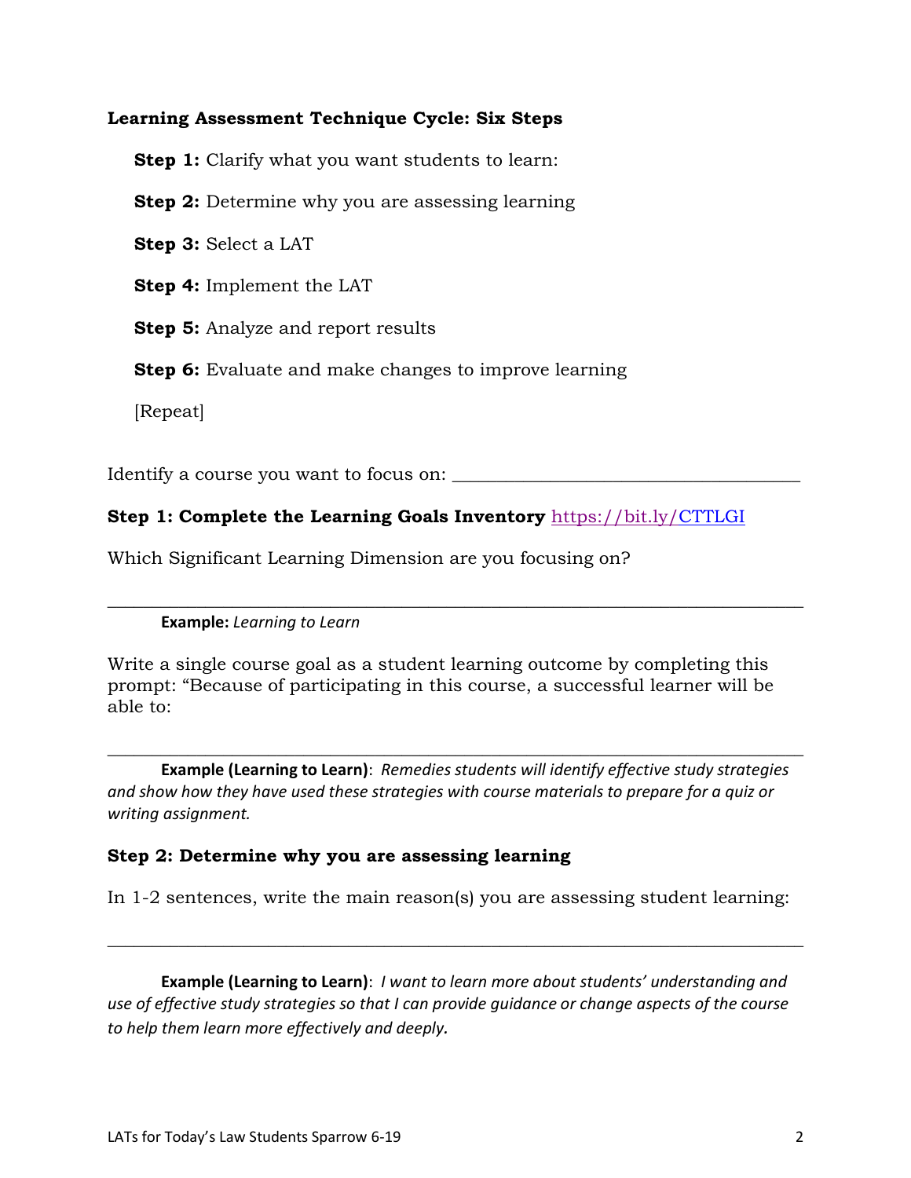**Learning Assessment Technique Cycle: Six Steps**

**Step 1:** Clarify what you want students to learn:

**Step 2:** Determine why you are assessing learning

**Step 3:** Select a LAT

**Step 4:** Implement the LAT

**Step 5:** Analyze and report results

**Step 6:** Evaluate and make changes to improve learning

[Repeat]

Identify a course you want to focus on: ____________________________________

**Step 1: Complete the Learning Goals Inventory** https://bit.ly/CTTLGI

Which Significant Learning Dimension are you focusing on?

_____________________________________________________________________________

**Example:** *Learning to Learn*

Write a single course goal as a student learning outcome by completing this prompt: "Because of participating in this course, a successful learner will be able to:

_____________________________________________________________________________

**Example (Learning to Learn)**: *Remedies students will identify effective study strategies and show how they have used these strategies with course materials to prepare for a quiz or writing assignment.*

**Step 2: Determine why you are assessing learning**

In 1-2 sentences, write the main reason(s) you are assessing student learning:

_____________________________________________________________________________

**Example (Learning to Learn)**: *I want to learn more about students' understanding and use of effective study strategies so that I can provide guidance or change aspects of the course to help them learn more effectively and deeply.*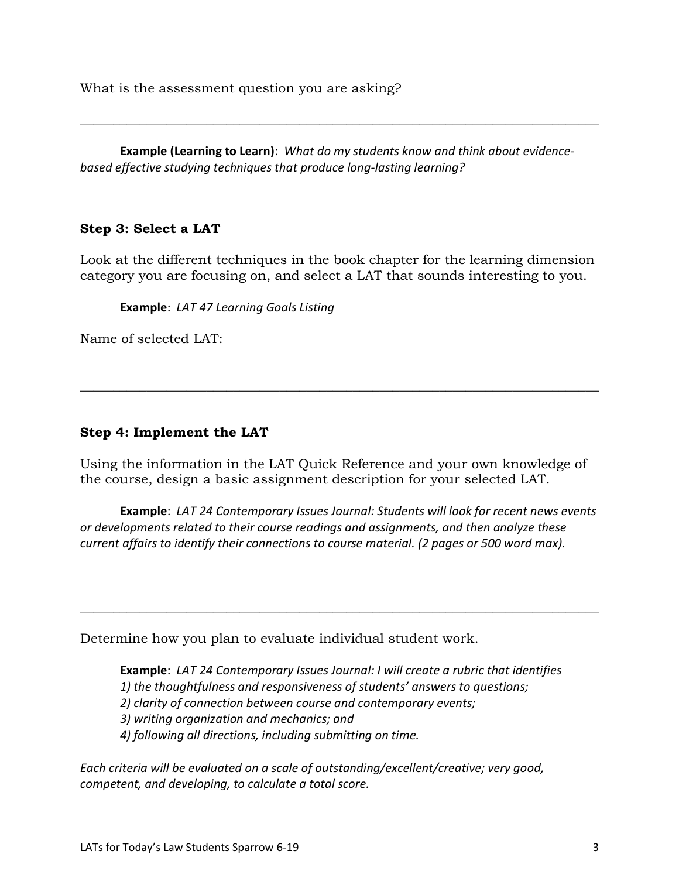What is the assessment question you are asking?

---

**Example (Learning to Learn)**: *What do my students know and think about evidence-based effective studying techniques that produce long-lasting learning?*

### Step 3: Select a LAT

Look at the different techniques in the book chapter for the learning dimension category you are focusing on, and select a LAT that sounds interesting to you.

**Example**: *LAT 47 Learning Goals Listing*

Name of selected LAT:

---

### Step 4: Implement the LAT

Using the information in the LAT Quick Reference and your own knowledge of the course, design a basic assignment description for your selected LAT.

**Example**: *LAT 24 Contemporary Issues Journal: Students will look for recent news events or developments related to their course readings and assignments, and then analyze these current affairs to identify their connections to course material. (2 pages or 500 word max).*

---

Determine how you plan to evaluate individual student work.

**Example**: *LAT 24 Contemporary Issues Journal: I will create a rubric that identifies*
*1) the thoughtfulness and responsiveness of students' answers to questions;*
*2) clarity of connection between course and contemporary events;*
*3) writing organization and mechanics; and*
*4) following all directions, including submitting on time.*

*Each criteria will be evaluated on a scale of outstanding/excellent/creative; very good, competent, and developing, to calculate a total score.*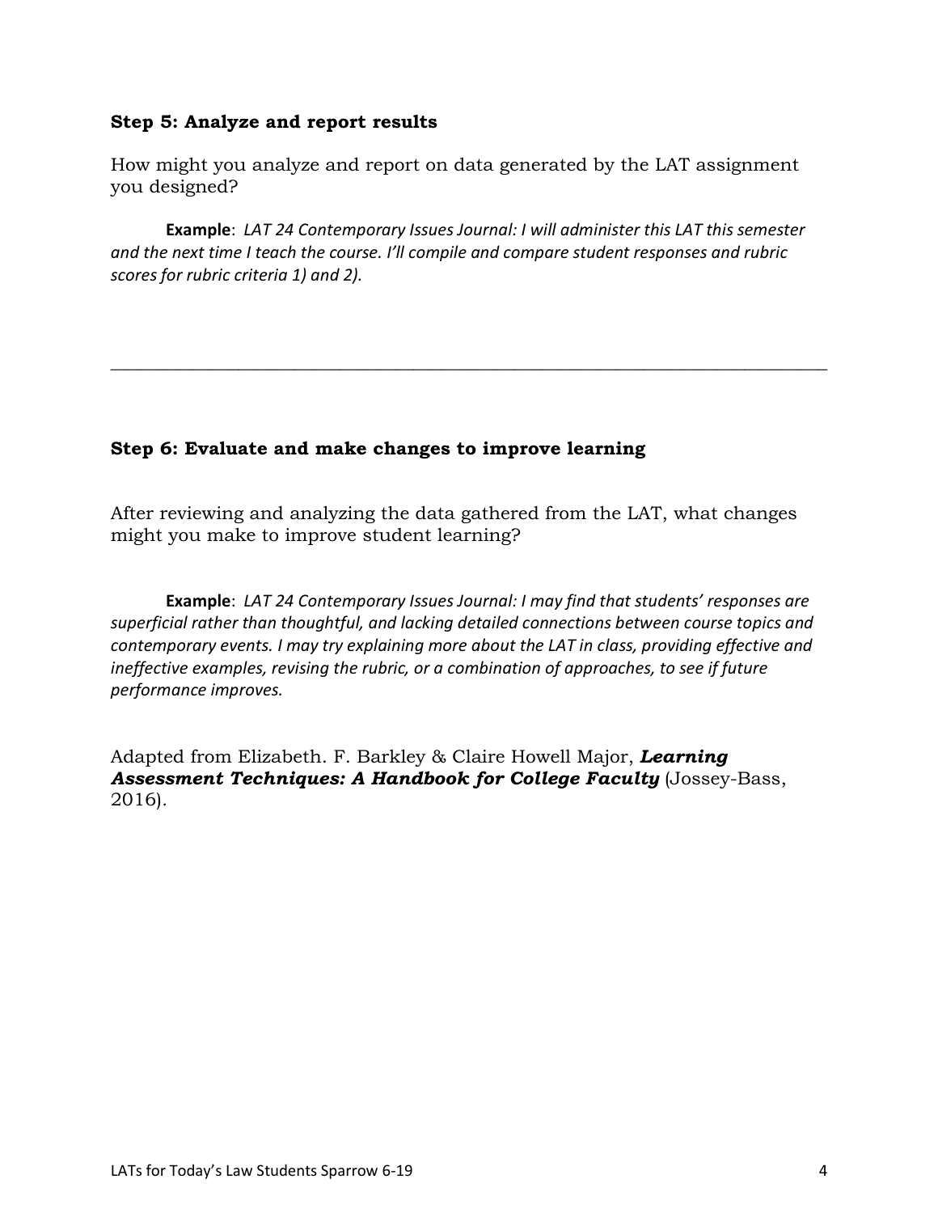### Step 5: Analyze and report results

How might you analyze and report on data generated by the LAT assignment you designed?

**Example**: *LAT 24 Contemporary Issues Journal: I will administer this LAT this semester and the next time I teach the course. I'll compile and compare student responses and rubric scores for rubric criteria 1) and 2).*

---

### Step 6: Evaluate and make changes to improve learning

After reviewing and analyzing the data gathered from the LAT, what changes might you make to improve student learning?

**Example**: *LAT 24 Contemporary Issues Journal: I may find that students' responses are superficial rather than thoughtful, and lacking detailed connections between course topics and contemporary events. I may try explaining more about the LAT in class, providing effective and ineffective examples, revising the rubric, or a combination of approaches, to see if future performance improves.*

Adapted from Elizabeth. F. Barkley & Claire Howell Major, ***Learning Assessment Techniques: A Handbook for College Faculty*** (Jossey-Bass, 2016).